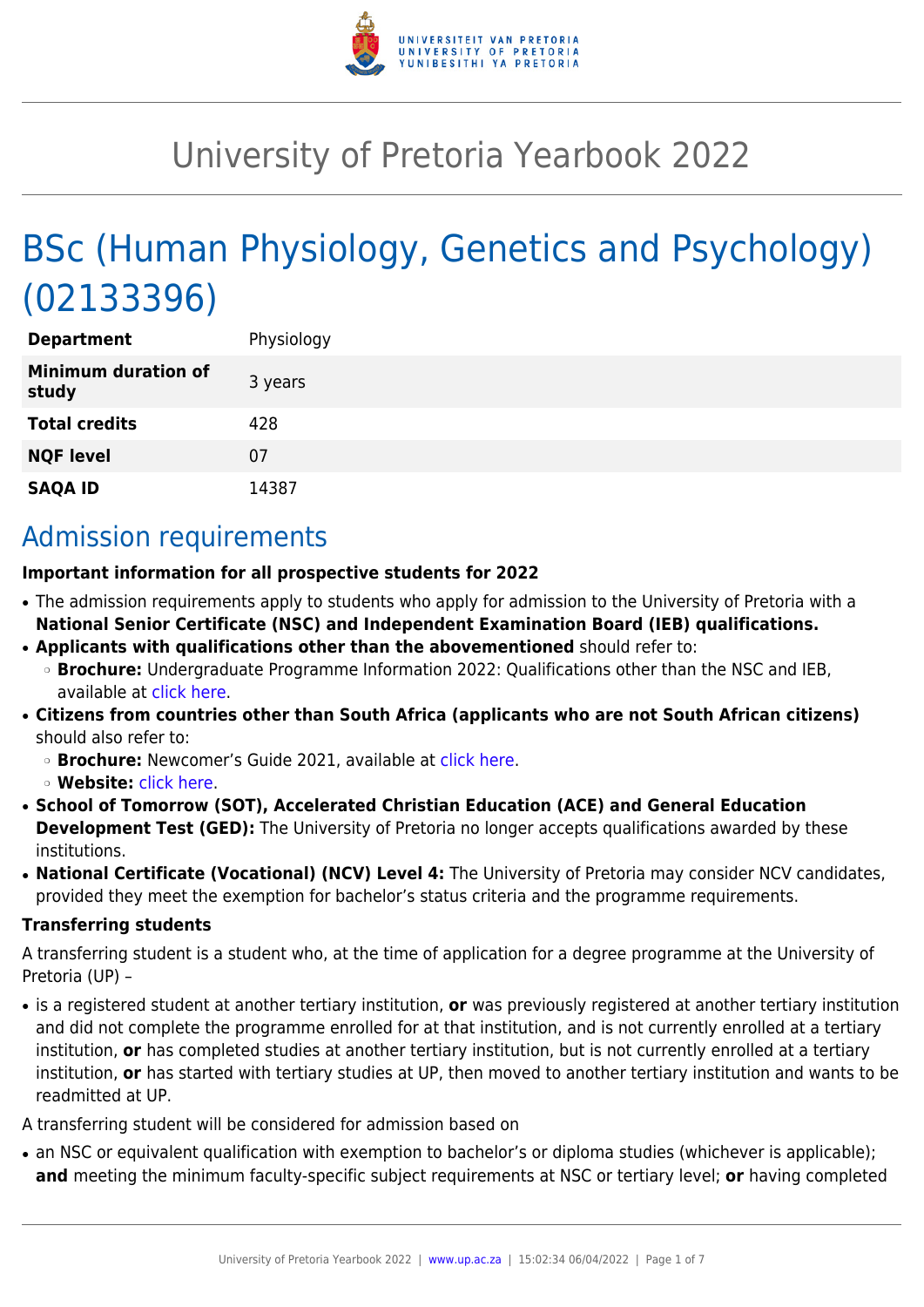# University of Pretoria Yearbook 2022

# BSc (Human Physiology, Genetics and Psychology) (02133396)

| | |
|---|---|
| **Department** | Physiology |
| **Minimum duration of study** | 3 years |
| **Total credits** | 428 |
| **NQF level** | 07 |
| **SAQA ID** | 14387 |

## Admission requirements

**Important information for all prospective students for 2022**

- The admission requirements apply to students who apply for admission to the University of Pretoria with a **National Senior Certificate (NSC) and Independent Examination Board (IEB) qualifications.**
- **Applicants with qualifications other than the abovementioned** should refer to:
  - **Brochure:** Undergraduate Programme Information 2022: Qualifications other than the NSC and IEB, available at click here.
- **Citizens from countries other than South Africa (applicants who are not South African citizens)** should also refer to:
  - **Brochure:** Newcomer's Guide 2021, available at click here.
  - **Website:** click here.
- **School of Tomorrow (SOT), Accelerated Christian Education (ACE) and General Education Development Test (GED):** The University of Pretoria no longer accepts qualifications awarded by these institutions.
- **National Certificate (Vocational) (NCV) Level 4:** The University of Pretoria may consider NCV candidates, provided they meet the exemption for bachelor's status criteria and the programme requirements.

**Transferring students**

A transferring student is a student who, at the time of application for a degree programme at the University of Pretoria (UP) –

- is a registered student at another tertiary institution, **or** was previously registered at another tertiary institution and did not complete the programme enrolled for at that institution, and is not currently enrolled at a tertiary institution, **or** has completed studies at another tertiary institution, but is not currently enrolled at a tertiary institution, **or** has started with tertiary studies at UP, then moved to another tertiary institution and wants to be readmitted at UP.

A transferring student will be considered for admission based on

- an NSC or equivalent qualification with exemption to bachelor's or diploma studies (whichever is applicable); **and** meeting the minimum faculty-specific subject requirements at NSC or tertiary level; **or** having completed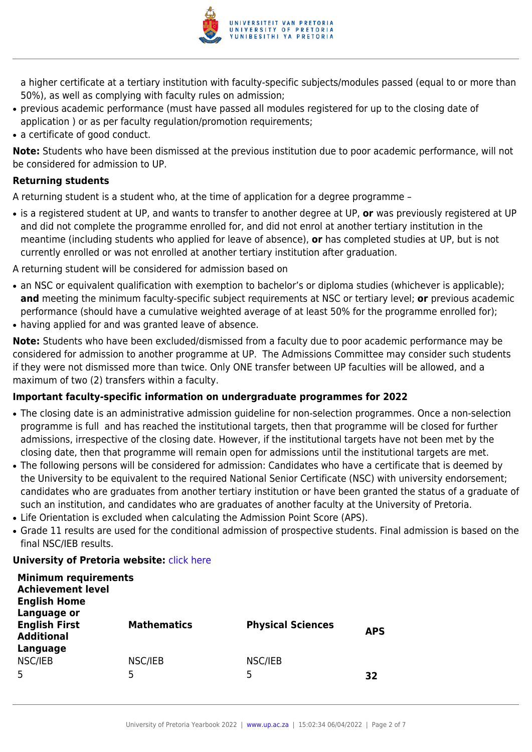a higher certificate at a tertiary institution with faculty-specific subjects/modules passed (equal to or more than 50%), as well as complying with faculty rules on admission;

- previous academic performance (must have passed all modules registered for up to the closing date of application ) or as per faculty regulation/promotion requirements;
- a certificate of good conduct.

**Note:** Students who have been dismissed at the previous institution due to poor academic performance, will not be considered for admission to UP.

**Returning students**

A returning student is a student who, at the time of application for a degree programme –

- is a registered student at UP, and wants to transfer to another degree at UP, **or** was previously registered at UP and did not complete the programme enrolled for, and did not enrol at another tertiary institution in the meantime (including students who applied for leave of absence), **or** has completed studies at UP, but is not currently enrolled or was not enrolled at another tertiary institution after graduation.

A returning student will be considered for admission based on

- an NSC or equivalent qualification with exemption to bachelor's or diploma studies (whichever is applicable); **and** meeting the minimum faculty-specific subject requirements at NSC or tertiary level; **or** previous academic performance (should have a cumulative weighted average of at least 50% for the programme enrolled for);
- having applied for and was granted leave of absence.

**Note:** Students who have been excluded/dismissed from a faculty due to poor academic performance may be considered for admission to another programme at UP. The Admissions Committee may consider such students if they were not dismissed more than twice. Only ONE transfer between UP faculties will be allowed, and a maximum of two (2) transfers within a faculty.

**Important faculty-specific information on undergraduate programmes for 2022**

- The closing date is an administrative admission guideline for non-selection programmes. Once a non-selection programme is full and has reached the institutional targets, then that programme will be closed for further admissions, irrespective of the closing date. However, if the institutional targets have not been met by the closing date, then that programme will remain open for admissions until the institutional targets are met.
- The following persons will be considered for admission: Candidates who have a certificate that is deemed by the University to be equivalent to the required National Senior Certificate (NSC) with university endorsement; candidates who are graduates from another tertiary institution or have been granted the status of a graduate of such an institution, and candidates who are graduates of another faculty at the University of Pretoria.
- Life Orientation is excluded when calculating the Admission Point Score (APS).
- Grade 11 results are used for the conditional admission of prospective students. Final admission is based on the final NSC/IEB results.

**University of Pretoria website:** click here

| **Minimum requirements Achievement level English Home Language or English First Additional Language** | **Mathematics** | **Physical Sciences** | **APS** |
|---|---|---|---|
| NSC/IEB | NSC/IEB | NSC/IEB | |
| 5 | 5 | 5 | **32** |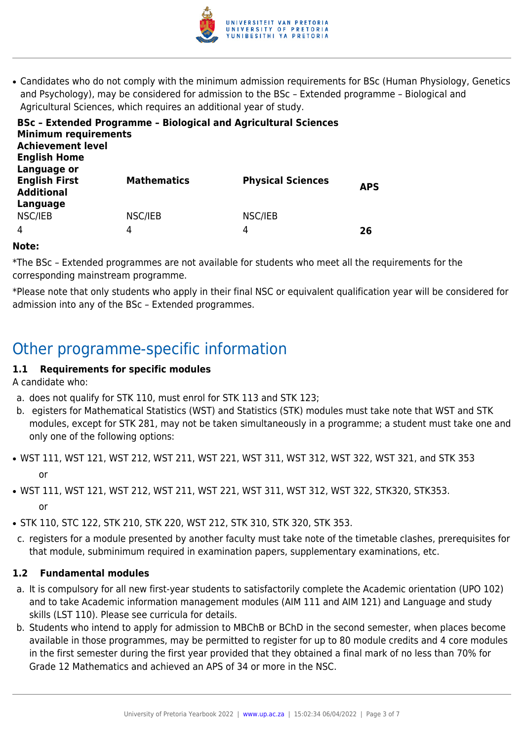- Candidates who do not comply with the minimum admission requirements for BSc (Human Physiology, Genetics and Psychology), may be considered for admission to the BSc – Extended programme – Biological and Agricultural Sciences, which requires an additional year of study.

**BSc – Extended Programme – Biological and Agricultural Sciences**

| **Minimum requirements** | | | |
|---|---|---|---|
| **Achievement level** | | | |
| **English Home Language or English First Additional Language** | **Mathematics** | **Physical Sciences** | **APS** |
| NSC/IEB | NSC/IEB | NSC/IEB | |
| 4 | 4 | 4 | **26** |

**Note:**

*The BSc – Extended programmes are not available for students who meet all the requirements for the corresponding mainstream programme.

*Please note that only students who apply in their final NSC or equivalent qualification year will be considered for admission into any of the BSc – Extended programmes.

# Other programme-specific information

### 1.1 Requirements for specific modules

A candidate who:

a. does not qualify for STK 110, must enrol for STK 113 and STK 123;
b. egisters for Mathematical Statistics (WST) and Statistics (STK) modules must take note that WST and STK modules, except for STK 281, may not be taken simultaneously in a programme; a student must take one and only one of the following options:

- WST 111, WST 121, WST 212, WST 211, WST 221, WST 311, WST 312, WST 322, WST 321, and STK 353

    or

- WST 111, WST 121, WST 212, WST 211, WST 221, WST 311, WST 312, WST 322, STK320, STK353.

    or

- STK 110, STC 122, STK 210, STK 220, WST 212, STK 310, STK 320, STK 353.

c. registers for a module presented by another faculty must take note of the timetable clashes, prerequisites for that module, subminimum required in examination papers, supplementary examinations, etc.

### 1.2 Fundamental modules

a. It is compulsory for all new first-year students to satisfactorily complete the Academic orientation (UPO 102) and to take Academic information management modules (AIM 111 and AIM 121) and Language and study skills (LST 110). Please see curricula for details.
b. Students who intend to apply for admission to MBChB or BChD in the second semester, when places become available in those programmes, may be permitted to register for up to 80 module credits and 4 core modules in the first semester during the first year provided that they obtained a final mark of no less than 70% for Grade 12 Mathematics and achieved an APS of 34 or more in the NSC.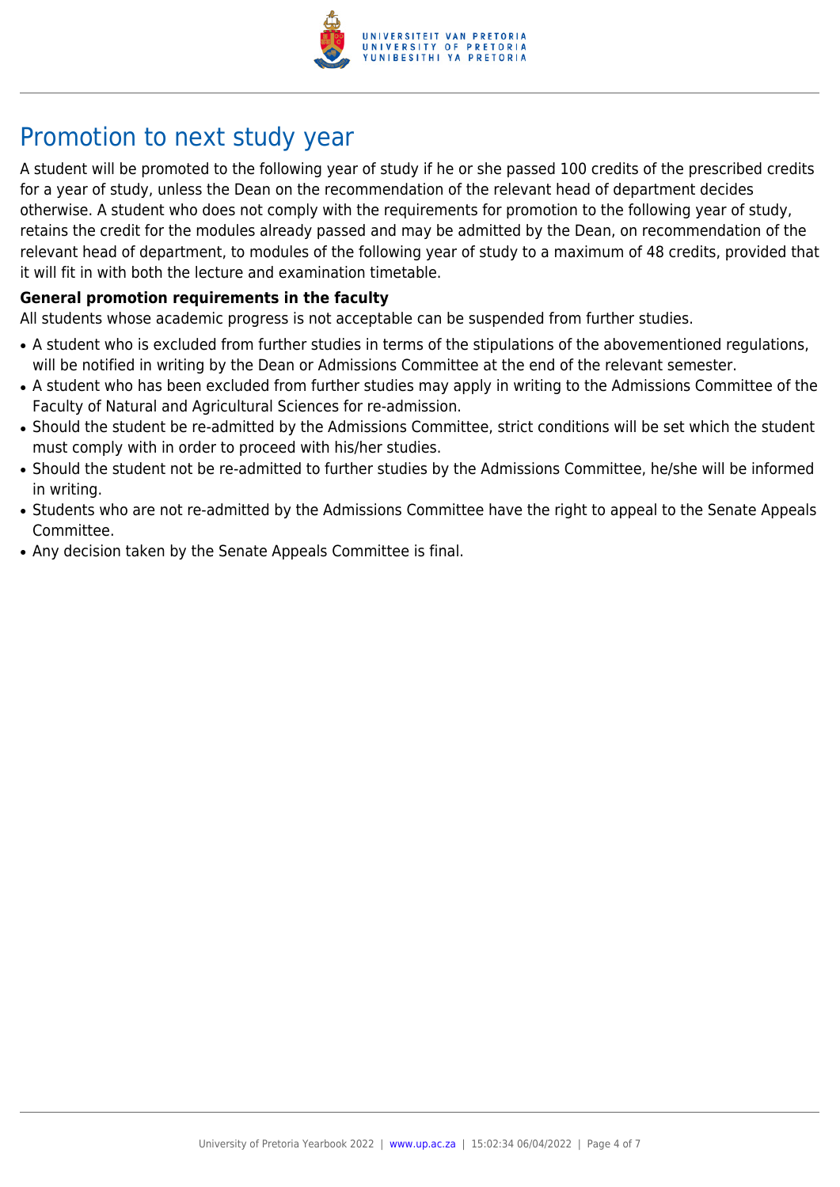## Promotion to next study year

A student will be promoted to the following year of study if he or she passed 100 credits of the prescribed credits for a year of study, unless the Dean on the recommendation of the relevant head of department decides otherwise. A student who does not comply with the requirements for promotion to the following year of study, retains the credit for the modules already passed and may be admitted by the Dean, on recommendation of the relevant head of department, to modules of the following year of study to a maximum of 48 credits, provided that it will fit in with both the lecture and examination timetable.

**General promotion requirements in the faculty**

All students whose academic progress is not acceptable can be suspended from further studies.

- A student who is excluded from further studies in terms of the stipulations of the abovementioned regulations, will be notified in writing by the Dean or Admissions Committee at the end of the relevant semester.
- A student who has been excluded from further studies may apply in writing to the Admissions Committee of the Faculty of Natural and Agricultural Sciences for re-admission.
- Should the student be re-admitted by the Admissions Committee, strict conditions will be set which the student must comply with in order to proceed with his/her studies.
- Should the student not be re-admitted to further studies by the Admissions Committee, he/she will be informed in writing.
- Students who are not re-admitted by the Admissions Committee have the right to appeal to the Senate Appeals Committee.
- Any decision taken by the Senate Appeals Committee is final.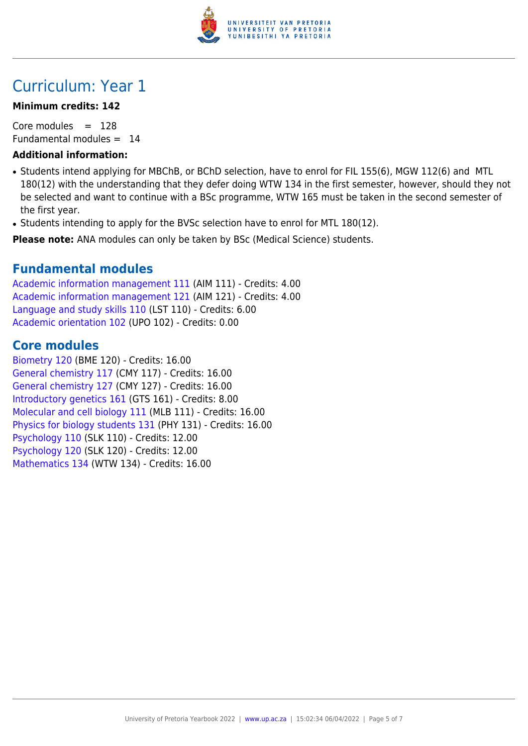# Curriculum: Year 1

**Minimum credits: 142**

Core modules = 128
Fundamental modules = 14

**Additional information:**

- Students intend applying for MBChB, or BChD selection, have to enrol for FIL 155(6), MGW 112(6) and MTL 180(12) with the understanding that they defer doing WTW 134 in the first semester, however, should they not be selected and want to continue with a BSc programme, WTW 165 must be taken in the second semester of the first year.
- Students intending to apply for the BVSc selection have to enrol for MTL 180(12).

**Please note:** ANA modules can only be taken by BSc (Medical Science) students.

## Fundamental modules

Academic information management 111 (AIM 111) - Credits: 4.00
Academic information management 121 (AIM 121) - Credits: 4.00
Language and study skills 110 (LST 110) - Credits: 6.00
Academic orientation 102 (UPO 102) - Credits: 0.00

## Core modules

Biometry 120 (BME 120) - Credits: 16.00
General chemistry 117 (CMY 117) - Credits: 16.00
General chemistry 127 (CMY 127) - Credits: 16.00
Introductory genetics 161 (GTS 161) - Credits: 8.00
Molecular and cell biology 111 (MLB 111) - Credits: 16.00
Physics for biology students 131 (PHY 131) - Credits: 16.00
Psychology 110 (SLK 110) - Credits: 12.00
Psychology 120 (SLK 120) - Credits: 12.00
Mathematics 134 (WTW 134) - Credits: 16.00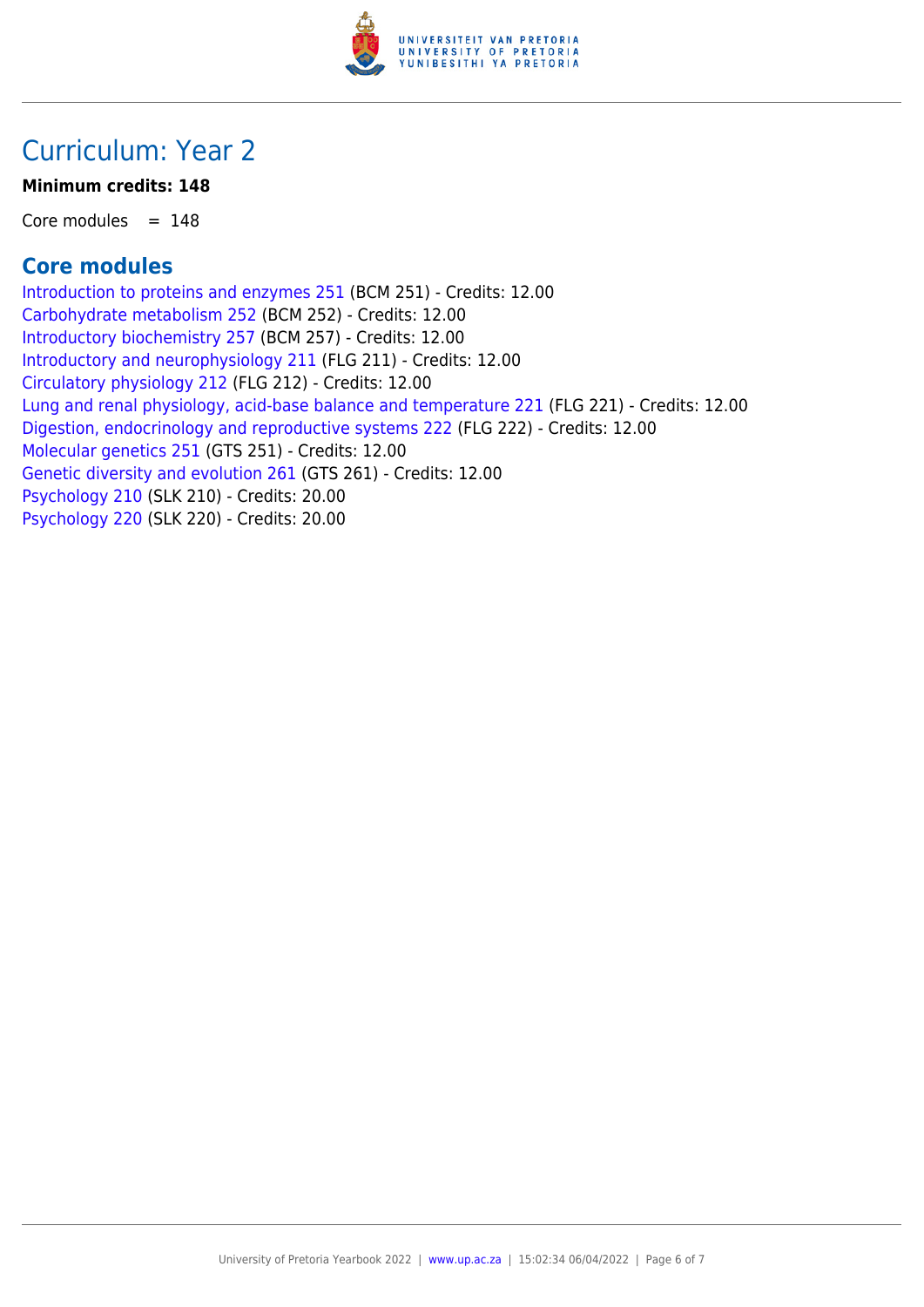## Curriculum: Year 2

**Minimum credits: 148**

Core modules = 148

### Core modules

Introduction to proteins and enzymes 251 (BCM 251) - Credits: 12.00
Carbohydrate metabolism 252 (BCM 252) - Credits: 12.00
Introductory biochemistry 257 (BCM 257) - Credits: 12.00
Introductory and neurophysiology 211 (FLG 211) - Credits: 12.00
Circulatory physiology 212 (FLG 212) - Credits: 12.00
Lung and renal physiology, acid-base balance and temperature 221 (FLG 221) - Credits: 12.00
Digestion, endocrinology and reproductive systems 222 (FLG 222) - Credits: 12.00
Molecular genetics 251 (GTS 251) - Credits: 12.00
Genetic diversity and evolution 261 (GTS 261) - Credits: 12.00
Psychology 210 (SLK 210) - Credits: 20.00
Psychology 220 (SLK 220) - Credits: 20.00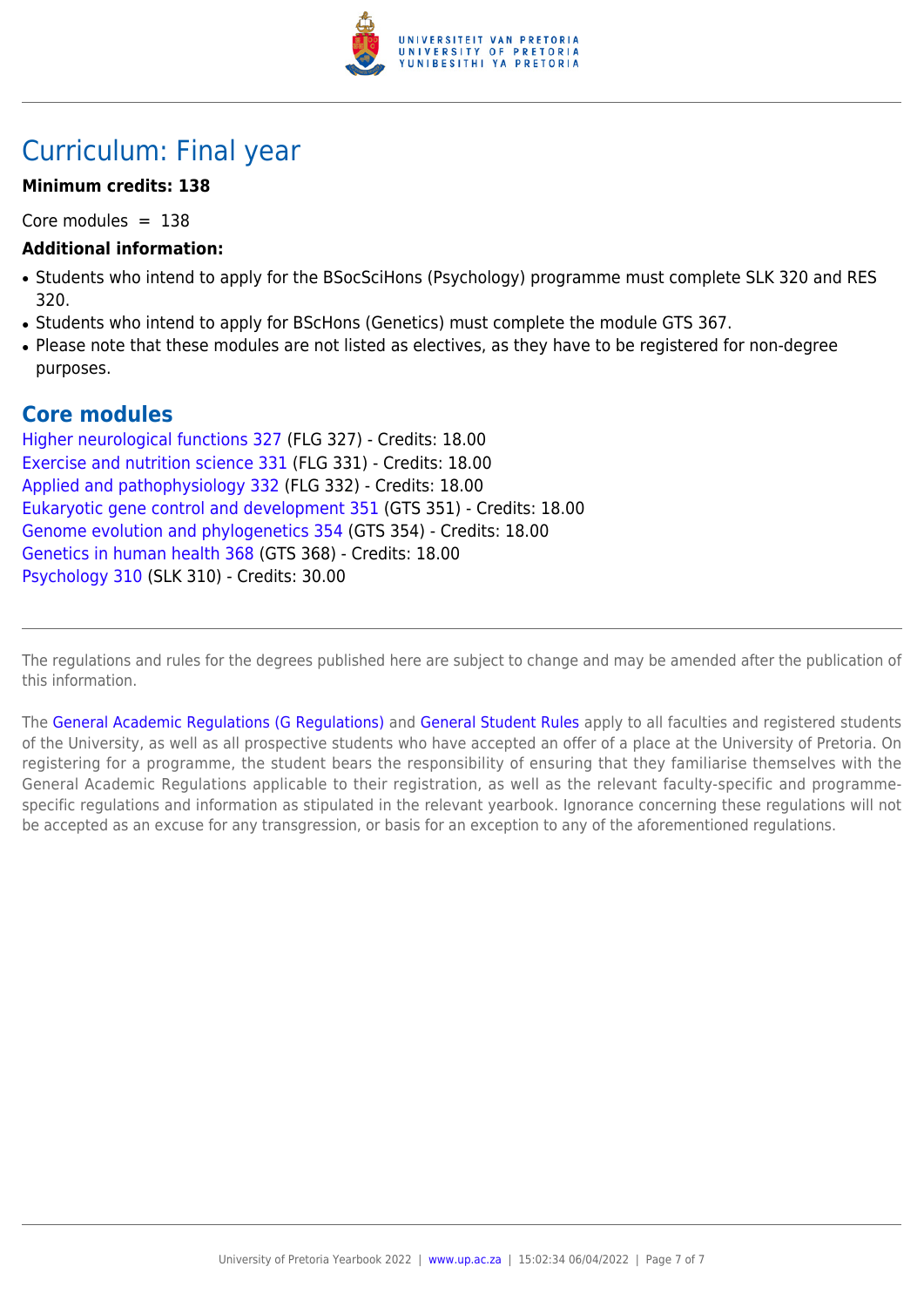# Curriculum: Final year

**Minimum credits: 138**

Core modules = 138

**Additional information:**

- Students who intend to apply for the BSocSciHons (Psychology) programme must complete SLK 320 and RES 320.
- Students who intend to apply for BScHons (Genetics) must complete the module GTS 367.
- Please note that these modules are not listed as electives, as they have to be registered for non-degree purposes.

## Core modules

Higher neurological functions 327 (FLG 327) - Credits: 18.00
Exercise and nutrition science 331 (FLG 331) - Credits: 18.00
Applied and pathophysiology 332 (FLG 332) - Credits: 18.00
Eukaryotic gene control and development 351 (GTS 351) - Credits: 18.00
Genome evolution and phylogenetics 354 (GTS 354) - Credits: 18.00
Genetics in human health 368 (GTS 368) - Credits: 18.00
Psychology 310 (SLK 310) - Credits: 30.00

---

The regulations and rules for the degrees published here are subject to change and may be amended after the publication of this information.

The General Academic Regulations (G Regulations) and General Student Rules apply to all faculties and registered students of the University, as well as all prospective students who have accepted an offer of a place at the University of Pretoria. On registering for a programme, the student bears the responsibility of ensuring that they familiarise themselves with the General Academic Regulations applicable to their registration, as well as the relevant faculty-specific and programme-specific regulations and information as stipulated in the relevant yearbook. Ignorance concerning these regulations will not be accepted as an excuse for any transgression, or basis for an exception to any of the aforementioned regulations.